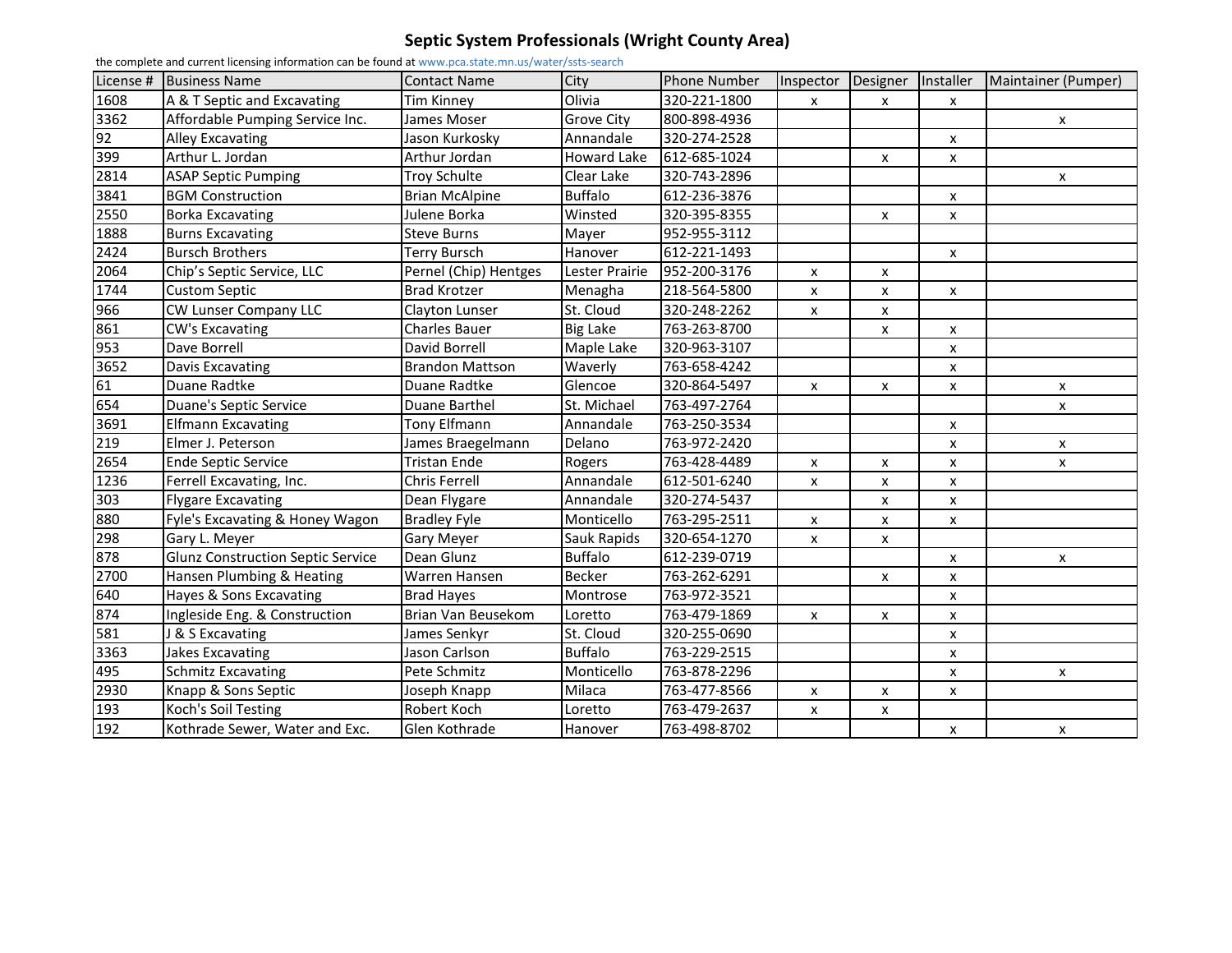# Septic System Professionals (Wright County Area)

the complete and current licensing information can be found at www.pca.state.mn.us/water/ssts-search

| License # | Business Name | Contact Name | City | Phone Number | Inspector | Designer | Installer | Maintainer (Pumper) |
|---|---|---|---|---|---|---|---|---|
| 1608 | A & T Septic and Excavating | Tim Kinney | Olivia | 320-221-1800 | x | x | x | |
| 3362 | Affordable Pumping Service Inc. | James Moser | Grove City | 800-898-4936 | | | | x |
| 92 | Alley Excavating | Jason Kurkosky | Annandale | 320-274-2528 | | | x | |
| 399 | Arthur L. Jordan | Arthur Jordan | Howard Lake | 612-685-1024 | | x | x | |
| 2814 | ASAP Septic Pumping | Troy Schulte | Clear Lake | 320-743-2896 | | | | x |
| 3841 | BGM Construction | Brian McAlpine | Buffalo | 612-236-3876 | | | x | |
| 2550 | Borka Excavating | Julene Borka | Winsted | 320-395-8355 | | x | x | |
| 1888 | Burns Excavating | Steve Burns | Mayer | 952-955-3112 | | | | |
| 2424 | Bursch Brothers | Terry Bursch | Hanover | 612-221-1493 | | | x | |
| 2064 | Chip's Septic Service, LLC | Pernel (Chip) Hentges | Lester Prairie | 952-200-3176 | x | x | | |
| 1744 | Custom Septic | Brad Krotzer | Menagha | 218-564-5800 | x | x | x | |
| 966 | CW Lunser Company LLC | Clayton Lunser | St. Cloud | 320-248-2262 | x | x | | |
| 861 | CW's Excavating | Charles Bauer | Big Lake | 763-263-8700 | | x | x | |
| 953 | Dave Borrell | David Borrell | Maple Lake | 320-963-3107 | | | x | |
| 3652 | Davis Excavating | Brandon Mattson | Waverly | 763-658-4242 | | | x | |
| 61 | Duane Radtke | Duane Radtke | Glencoe | 320-864-5497 | x | x | x | x |
| 654 | Duane's Septic Service | Duane Barthel | St. Michael | 763-497-2764 | | | | x |
| 3691 | Elfmann Excavating | Tony Elfmann | Annandale | 763-250-3534 | | | x | |
| 219 | Elmer J. Peterson | James Braegelmann | Delano | 763-972-2420 | | | x | x |
| 2654 | Ende Septic Service | Tristan Ende | Rogers | 763-428-4489 | x | x | x | x |
| 1236 | Ferrell Excavating, Inc. | Chris Ferrell | Annandale | 612-501-6240 | x | x | x | |
| 303 | Flygare Excavating | Dean Flygare | Annandale | 320-274-5437 | | x | x | |
| 880 | Fyle's Excavating & Honey Wagon | Bradley Fyle | Monticello | 763-295-2511 | x | x | x | |
| 298 | Gary L. Meyer | Gary Meyer | Sauk Rapids | 320-654-1270 | x | x | | |
| 878 | Glunz Construction Septic Service | Dean Glunz | Buffalo | 612-239-0719 | | | x | x |
| 2700 | Hansen Plumbing & Heating | Warren Hansen | Becker | 763-262-6291 | | x | x | |
| 640 | Hayes & Sons Excavating | Brad Hayes | Montrose | 763-972-3521 | | | x | |
| 874 | Ingleside Eng. & Construction | Brian Van Beusekom | Loretto | 763-479-1869 | x | x | x | |
| 581 | J & S Excavating | James Senkyr | St. Cloud | 320-255-0690 | | | x | |
| 3363 | Jakes Excavating | Jason Carlson | Buffalo | 763-229-2515 | | | x | |
| 495 | Schmitz Excavating | Pete Schmitz | Monticello | 763-878-2296 | | | x | x |
| 2930 | Knapp & Sons Septic | Joseph Knapp | Milaca | 763-477-8566 | x | x | x | |
| 193 | Koch's Soil Testing | Robert Koch | Loretto | 763-479-2637 | x | x | | |
| 192 | Kothrade Sewer, Water and Exc. | Glen Kothrade | Hanover | 763-498-8702 | | | x | x |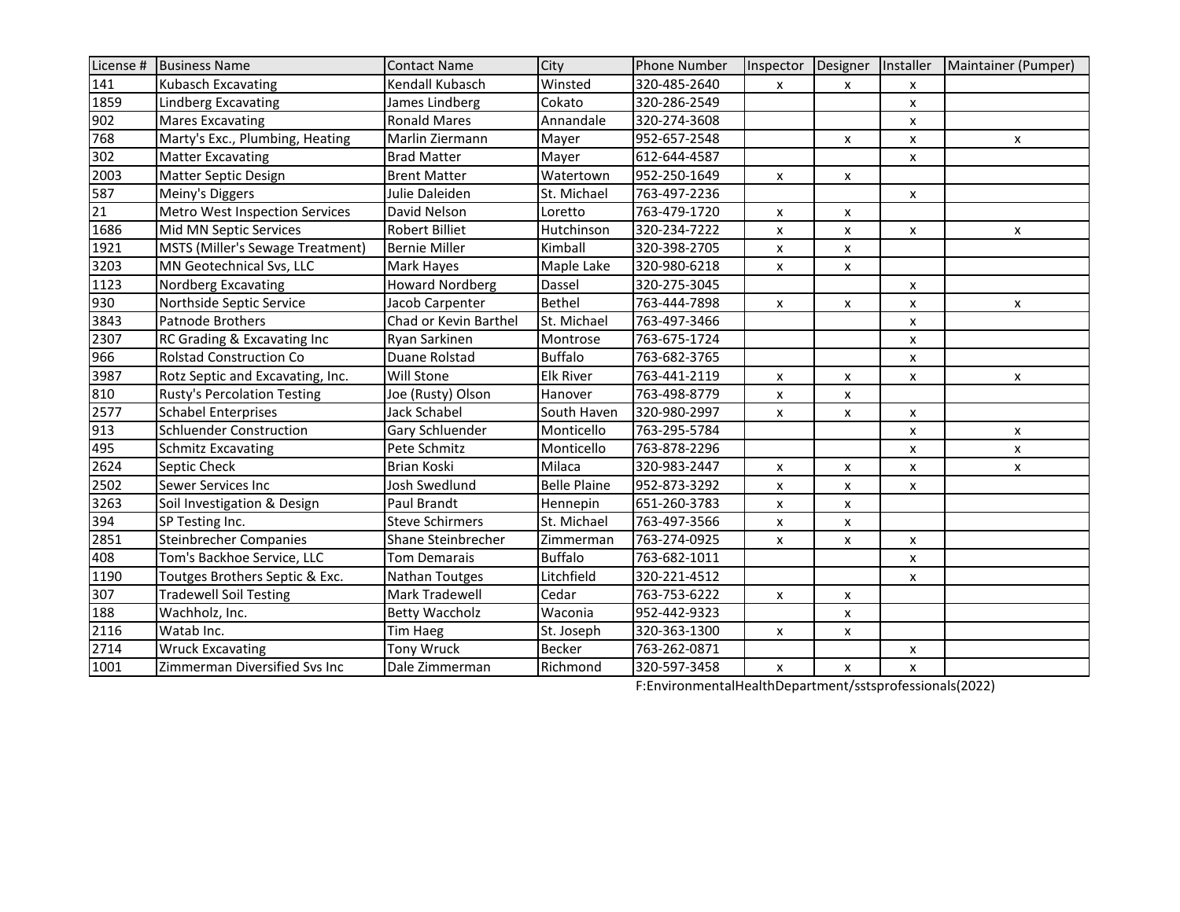| License # | Business Name | Contact Name | City | Phone Number | Inspector | Designer | Installer | Maintainer (Pumper) |
|---|---|---|---|---|---|---|---|---|
| 141 | Kubasch Excavating | Kendall Kubasch | Winsted | 320-485-2640 | x | x | x | |
| 1859 | Lindberg Excavating | James Lindberg | Cokato | 320-286-2549 | | | x | |
| 902 | Mares Excavating | Ronald Mares | Annandale | 320-274-3608 | | | x | |
| 768 | Marty's Exc., Plumbing, Heating | Marlin Ziermann | Mayer | 952-657-2548 | | x | x | x |
| 302 | Matter Excavating | Brad Matter | Mayer | 612-644-4587 | | | x | |
| 2003 | Matter Septic Design | Brent Matter | Watertown | 952-250-1649 | x | x | | |
| 587 | Meiny's Diggers | Julie Daleiden | St. Michael | 763-497-2236 | | | x | |
| 21 | Metro West Inspection Services | David Nelson | Loretto | 763-479-1720 | x | x | | |
| 1686 | Mid MN Septic Services | Robert Billiet | Hutchinson | 320-234-7222 | x | x | x | x |
| 1921 | MSTS (Miller's Sewage Treatment) | Bernie Miller | Kimball | 320-398-2705 | x | x | | |
| 3203 | MN Geotechnical Svs, LLC | Mark Hayes | Maple Lake | 320-980-6218 | x | x | | |
| 1123 | Nordberg Excavating | Howard Nordberg | Dassel | 320-275-3045 | | | x | |
| 930 | Northside Septic Service | Jacob Carpenter | Bethel | 763-444-7898 | x | x | x | x |
| 3843 | Patnode Brothers | Chad or Kevin Barthel | St. Michael | 763-497-3466 | | | x | |
| 2307 | RC Grading & Excavating Inc | Ryan Sarkinen | Montrose | 763-675-1724 | | | x | |
| 966 | Rolstad Construction Co | Duane Rolstad | Buffalo | 763-682-3765 | | | x | |
| 3987 | Rotz Septic and Excavating, Inc. | Will Stone | Elk River | 763-441-2119 | x | x | x | x |
| 810 | Rusty's Percolation Testing | Joe (Rusty) Olson | Hanover | 763-498-8779 | x | x | | |
| 2577 | Schabel Enterprises | Jack Schabel | South Haven | 320-980-2997 | x | x | x | |
| 913 | Schluender Construction | Gary Schluender | Monticello | 763-295-5784 | | | x | x |
| 495 | Schmitz Excavating | Pete Schmitz | Monticello | 763-878-2296 | | | x | x |
| 2624 | Septic Check | Brian Koski | Milaca | 320-983-2447 | x | x | x | x |
| 2502 | Sewer Services Inc | Josh Swedlund | Belle Plaine | 952-873-3292 | x | x | x | |
| 3263 | Soil Investigation & Design | Paul Brandt | Hennepin | 651-260-3783 | x | x | | |
| 394 | SP Testing Inc. | Steve Schirmers | St. Michael | 763-497-3566 | x | x | | |
| 2851 | Steinbrecher Companies | Shane Steinbrecher | Zimmerman | 763-274-0925 | x | x | x | |
| 408 | Tom's Backhoe Service, LLC | Tom Demarais | Buffalo | 763-682-1011 | | | x | |
| 1190 | Toutges Brothers Septic & Exc. | Nathan Toutges | Litchfield | 320-221-4512 | | | x | |
| 307 | Tradewell Soil Testing | Mark Tradewell | Cedar | 763-753-6222 | x | x | | |
| 188 | Wachholz, Inc. | Betty Waccholz | Waconia | 952-442-9323 | | x | | |
| 2116 | Watab Inc. | Tim Haeg | St. Joseph | 320-363-1300 | x | x | | |
| 2714 | Wruck Excavating | Tony Wruck | Becker | 763-262-0871 | | | x | |
| 1001 | Zimmerman Diversified Svs Inc | Dale Zimmerman | Richmond | 320-597-3458 | x | x | x | |

F:EnvironmentalHealthDepartment/sstsprofessionals(2022)